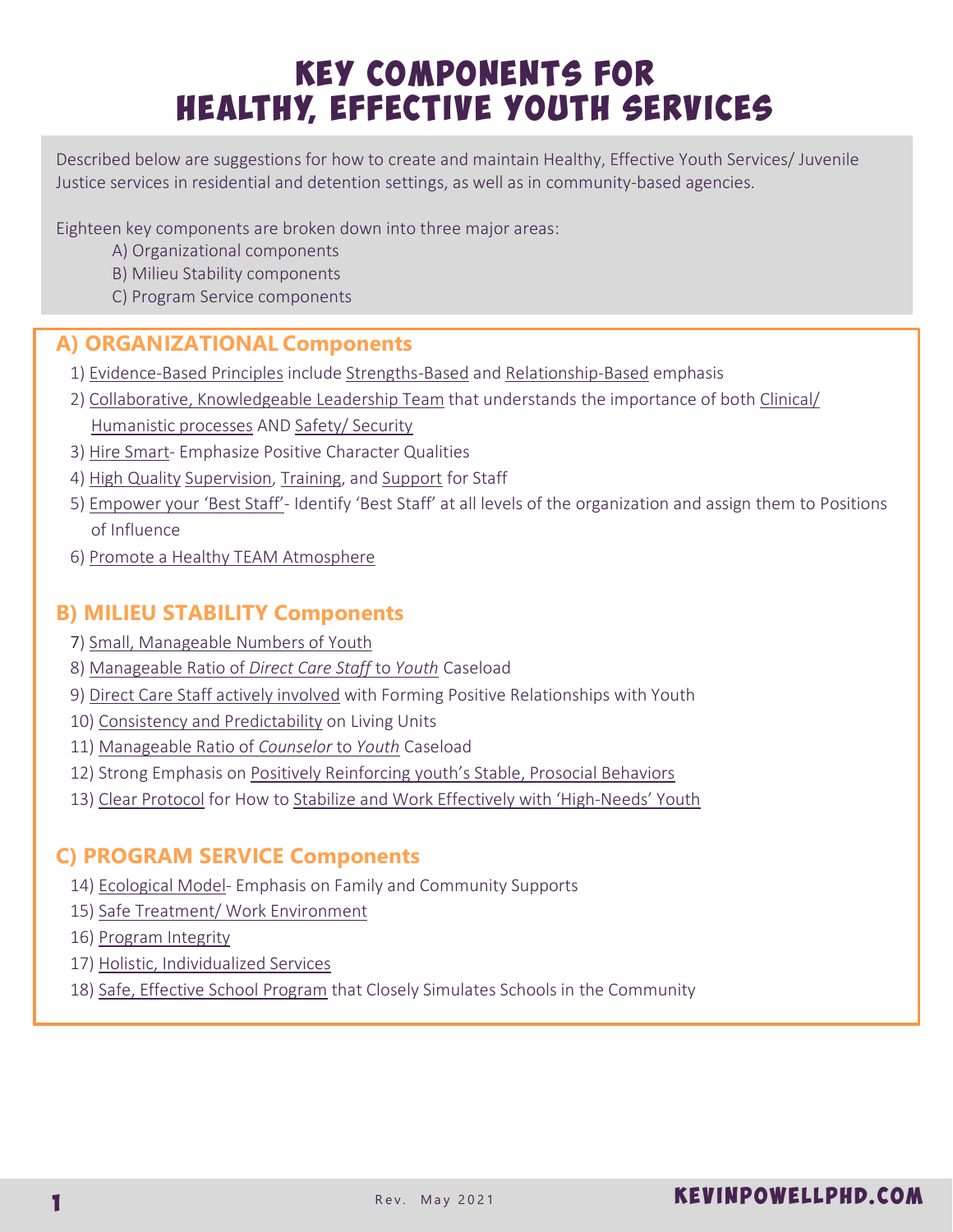# KEY COMPONENTS FOR HEALTHY, EFFECTIVE YOUTH SERVICES

Described below are suggestions for how to create and maintain Healthy, Effective Youth Services/ Juvenile Justice services in residential and detention settings, as well as in community-based agencies.

Eighteen key components are broken down into three major areas:

A) Organizational components
B) Milieu Stability components
C) Program Service components

## A) ORGANIZATIONAL Components

1) Evidence-Based Principles include Strengths-Based and Relationship-Based emphasis
2) Collaborative, Knowledgeable Leadership Team that understands the importance of both Clinical/ Humanistic processes AND Safety/ Security
3) Hire Smart- Emphasize Positive Character Qualities
4) High Quality Supervision, Training, and Support for Staff
5) Empower your 'Best Staff'- Identify 'Best Staff' at all levels of the organization and assign them to Positions of Influence
6) Promote a Healthy TEAM Atmosphere

## B) MILIEU STABILITY Components

7) Small, Manageable Numbers of Youth
8) Manageable Ratio of *Direct Care Staff* to *Youth* Caseload
9) Direct Care Staff actively involved with Forming Positive Relationships with Youth
10) Consistency and Predictability on Living Units
11) Manageable Ratio of *Counselor* to *Youth* Caseload
12) Strong Emphasis on Positively Reinforcing youth's Stable, Prosocial Behaviors
13) Clear Protocol for How to Stabilize and Work Effectively with 'High-Needs' Youth

## C) PROGRAM SERVICE Components

14) Ecological Model- Emphasis on Family and Community Supports
15) Safe Treatment/ Work Environment
16) Program Integrity
17) Holistic, Individualized Services
18) Safe, Effective School Program that Closely Simulates Schools in the Community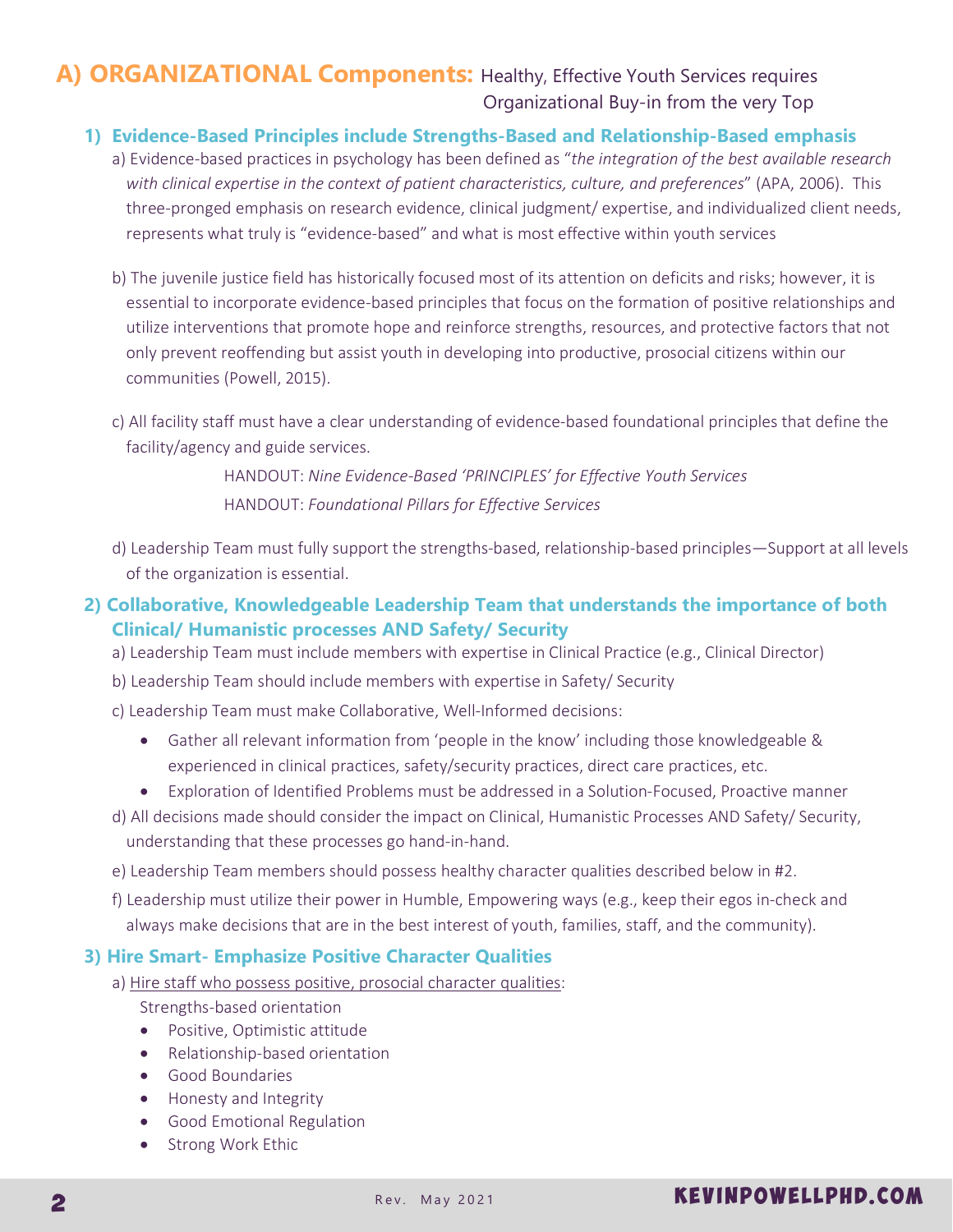## A) ORGANIZATIONAL Components: Healthy, Effective Youth Services requires Organizational Buy-in from the very Top

### 1) Evidence-Based Principles include Strengths-Based and Relationship-Based emphasis

a) Evidence-based practices in psychology has been defined as "*the integration of the best available research with clinical expertise in the context of patient characteristics, culture, and preferences*" (APA, 2006). This three-pronged emphasis on research evidence, clinical judgment/ expertise, and individualized client needs, represents what truly is "evidence-based" and what is most effective within youth services

b) The juvenile justice field has historically focused most of its attention on deficits and risks; however, it is essential to incorporate evidence-based principles that focus on the formation of positive relationships and utilize interventions that promote hope and reinforce strengths, resources, and protective factors that not only prevent reoffending but assist youth in developing into productive, prosocial citizens within our communities (Powell, 2015).

c) All facility staff must have a clear understanding of evidence-based foundational principles that define the facility/agency and guide services.

HANDOUT: *Nine Evidence-Based 'PRINCIPLES' for Effective Youth Services*

HANDOUT: *Foundational Pillars for Effective Services*

d) Leadership Team must fully support the strengths-based, relationship-based principles—Support at all levels of the organization is essential.

### 2) Collaborative, Knowledgeable Leadership Team that understands the importance of both Clinical/ Humanistic processes AND Safety/ Security

a) Leadership Team must include members with expertise in Clinical Practice (e.g., Clinical Director)

b) Leadership Team should include members with expertise in Safety/ Security

c) Leadership Team must make Collaborative, Well-Informed decisions:

- Gather all relevant information from 'people in the know' including those knowledgeable & experienced in clinical practices, safety/security practices, direct care practices, etc.
- Exploration of Identified Problems must be addressed in a Solution-Focused, Proactive manner

d) All decisions made should consider the impact on Clinical, Humanistic Processes AND Safety/ Security, understanding that these processes go hand-in-hand.

e) Leadership Team members should possess healthy character qualities described below in #2.

f) Leadership must utilize their power in Humble, Empowering ways (e.g., keep their egos in-check and always make decisions that are in the best interest of youth, families, staff, and the community).

### 3) Hire Smart- Emphasize Positive Character Qualities

a) <u>Hire staff who possess positive, prosocial character qualities</u>:

Strengths-based orientation

- Positive, Optimistic attitude
- Relationship-based orientation
- Good Boundaries
- Honesty and Integrity
- Good Emotional Regulation
- Strong Work Ethic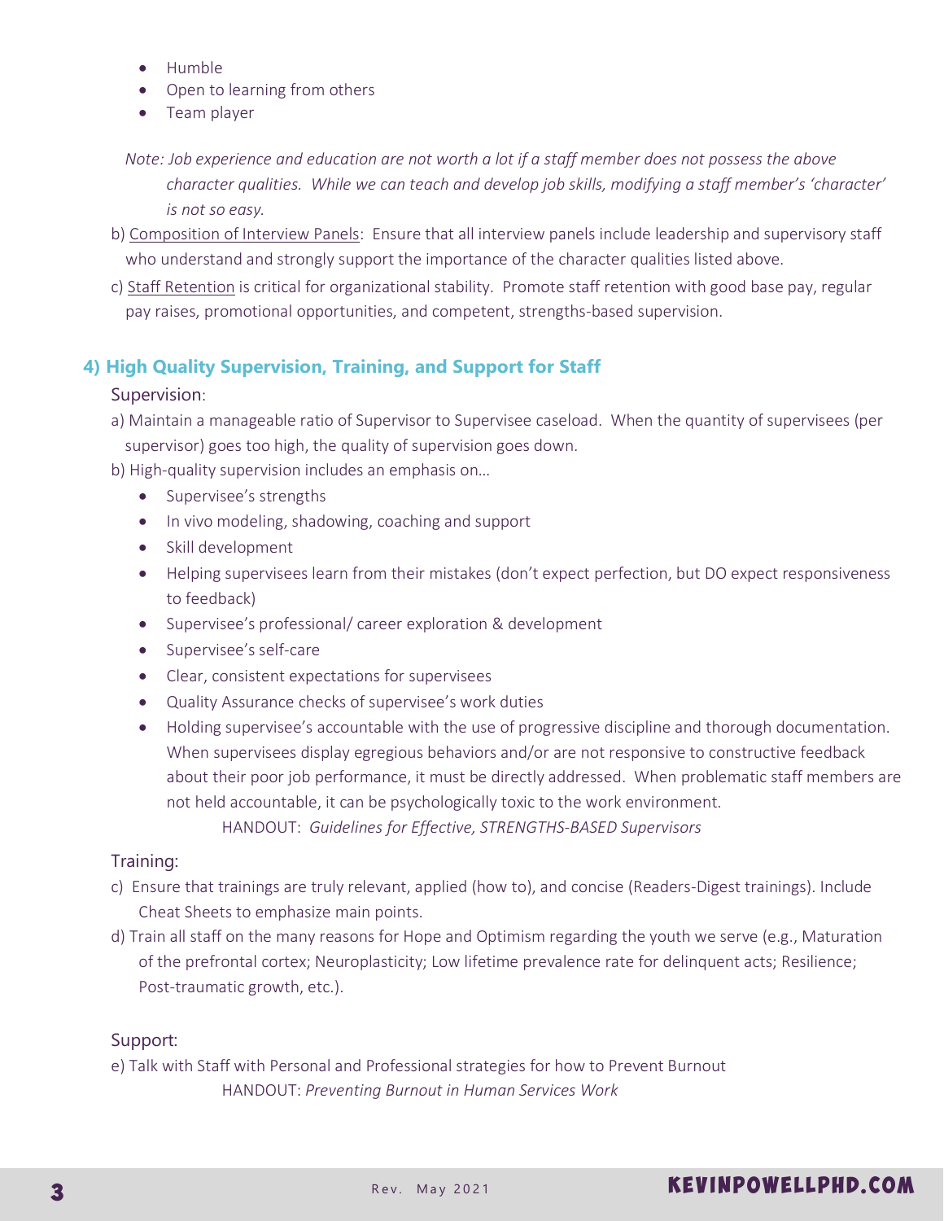- Humble
- Open to learning from others
- Team player

*Note: Job experience and education are not worth a lot if a staff member does not possess the above character qualities. While we can teach and develop job skills, modifying a staff member's 'character' is not so easy.*

b) Composition of Interview Panels: Ensure that all interview panels include leadership and supervisory staff who understand and strongly support the importance of the character qualities listed above.

c) Staff Retention is critical for organizational stability. Promote staff retention with good base pay, regular pay raises, promotional opportunities, and competent, strengths-based supervision.

## 4) High Quality Supervision, Training, and Support for Staff

Supervision:

a) Maintain a manageable ratio of Supervisor to Supervisee caseload. When the quantity of supervisees (per supervisor) goes too high, the quality of supervision goes down.

b) High-quality supervision includes an emphasis on…

- Supervisee's strengths
- In vivo modeling, shadowing, coaching and support
- Skill development
- Helping supervisees learn from their mistakes (don't expect perfection, but DO expect responsiveness to feedback)
- Supervisee's professional/ career exploration & development
- Supervisee's self-care
- Clear, consistent expectations for supervisees
- Quality Assurance checks of supervisee's work duties
- Holding supervisee's accountable with the use of progressive discipline and thorough documentation. When supervisees display egregious behaviors and/or are not responsive to constructive feedback about their poor job performance, it must be directly addressed. When problematic staff members are not held accountable, it can be psychologically toxic to the work environment.

HANDOUT: *Guidelines for Effective, STRENGTHS-BASED Supervisors*

Training:

c) Ensure that trainings are truly relevant, applied (how to), and concise (Readers-Digest trainings). Include Cheat Sheets to emphasize main points.

d) Train all staff on the many reasons for Hope and Optimism regarding the youth we serve (e.g., Maturation of the prefrontal cortex; Neuroplasticity; Low lifetime prevalence rate for delinquent acts; Resilience; Post-traumatic growth, etc.).

Support:

e) Talk with Staff with Personal and Professional strategies for how to Prevent Burnout

HANDOUT: *Preventing Burnout in Human Services Work*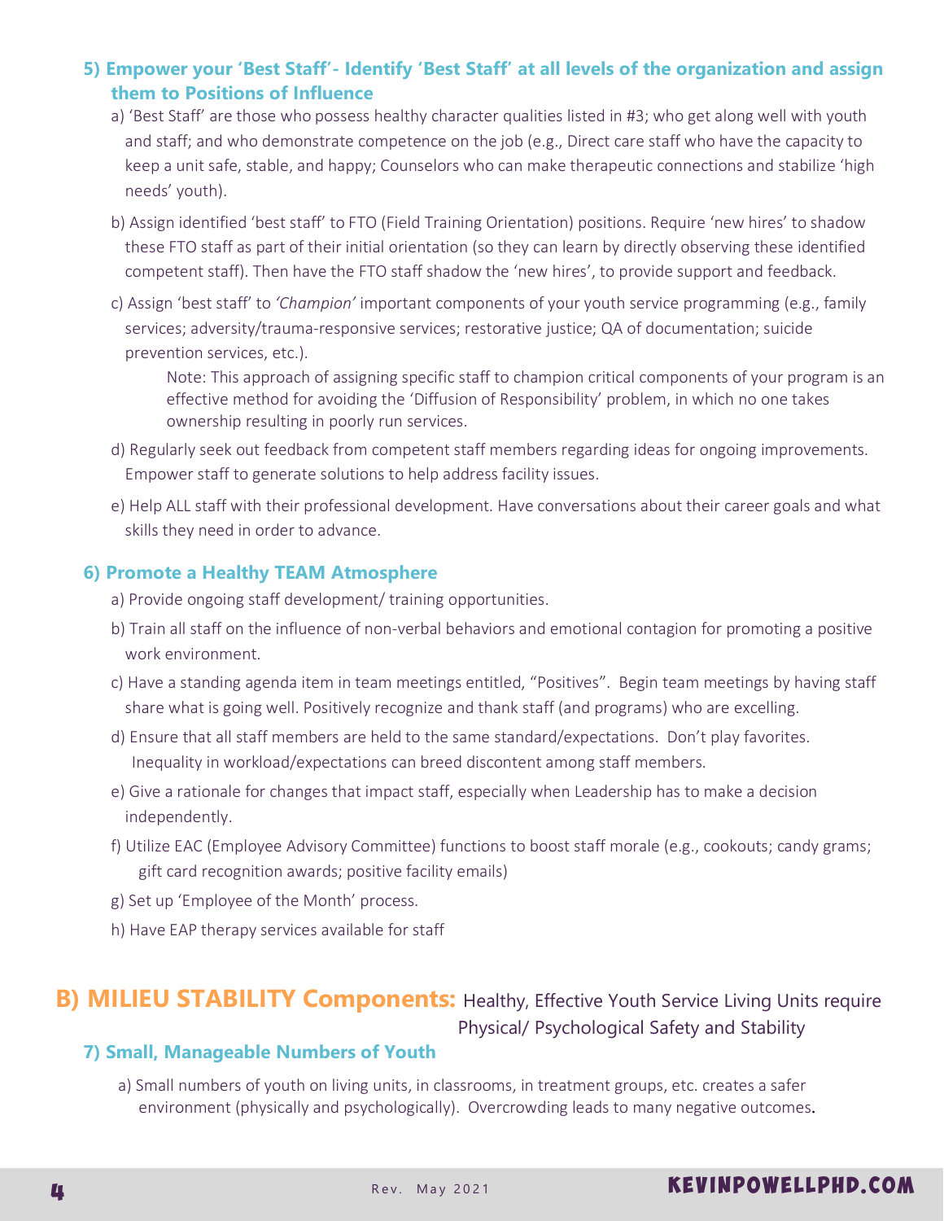### 5) Empower your 'Best Staff'- Identify 'Best Staff' at all levels of the organization and assign them to Positions of Influence

a) 'Best Staff' are those who possess healthy character qualities listed in #3; who get along well with youth and staff; and who demonstrate competence on the job (e.g., Direct care staff who have the capacity to keep a unit safe, stable, and happy; Counselors who can make therapeutic connections and stabilize 'high needs' youth).

b) Assign identified 'best staff' to FTO (Field Training Orientation) positions. Require 'new hires' to shadow these FTO staff as part of their initial orientation (so they can learn by directly observing these identified competent staff). Then have the FTO staff shadow the 'new hires', to provide support and feedback.

c) Assign 'best staff' to *'Champion'* important components of your youth service programming (e.g., family services; adversity/trauma-responsive services; restorative justice; QA of documentation; suicide prevention services, etc.).

> Note: This approach of assigning specific staff to champion critical components of your program is an effective method for avoiding the 'Diffusion of Responsibility' problem, in which no one takes ownership resulting in poorly run services.

d) Regularly seek out feedback from competent staff members regarding ideas for ongoing improvements. Empower staff to generate solutions to help address facility issues.

e) Help ALL staff with their professional development. Have conversations about their career goals and what skills they need in order to advance.

### 6) Promote a Healthy TEAM Atmosphere

a) Provide ongoing staff development/ training opportunities.

b) Train all staff on the influence of non-verbal behaviors and emotional contagion for promoting a positive work environment.

c) Have a standing agenda item in team meetings entitled, "Positives". Begin team meetings by having staff share what is going well. Positively recognize and thank staff (and programs) who are excelling.

d) Ensure that all staff members are held to the same standard/expectations. Don't play favorites. Inequality in workload/expectations can breed discontent among staff members.

e) Give a rationale for changes that impact staff, especially when Leadership has to make a decision independently.

f) Utilize EAC (Employee Advisory Committee) functions to boost staff morale (e.g., cookouts; candy grams; gift card recognition awards; positive facility emails)

g) Set up 'Employee of the Month' process.

h) Have EAP therapy services available for staff

## B) MILIEU STABILITY Components: Healthy, Effective Youth Service Living Units require Physical/ Psychological Safety and Stability

### 7) Small, Manageable Numbers of Youth

a) Small numbers of youth on living units, in classrooms, in treatment groups, etc. creates a safer environment (physically and psychologically). Overcrowding leads to many negative outcomes.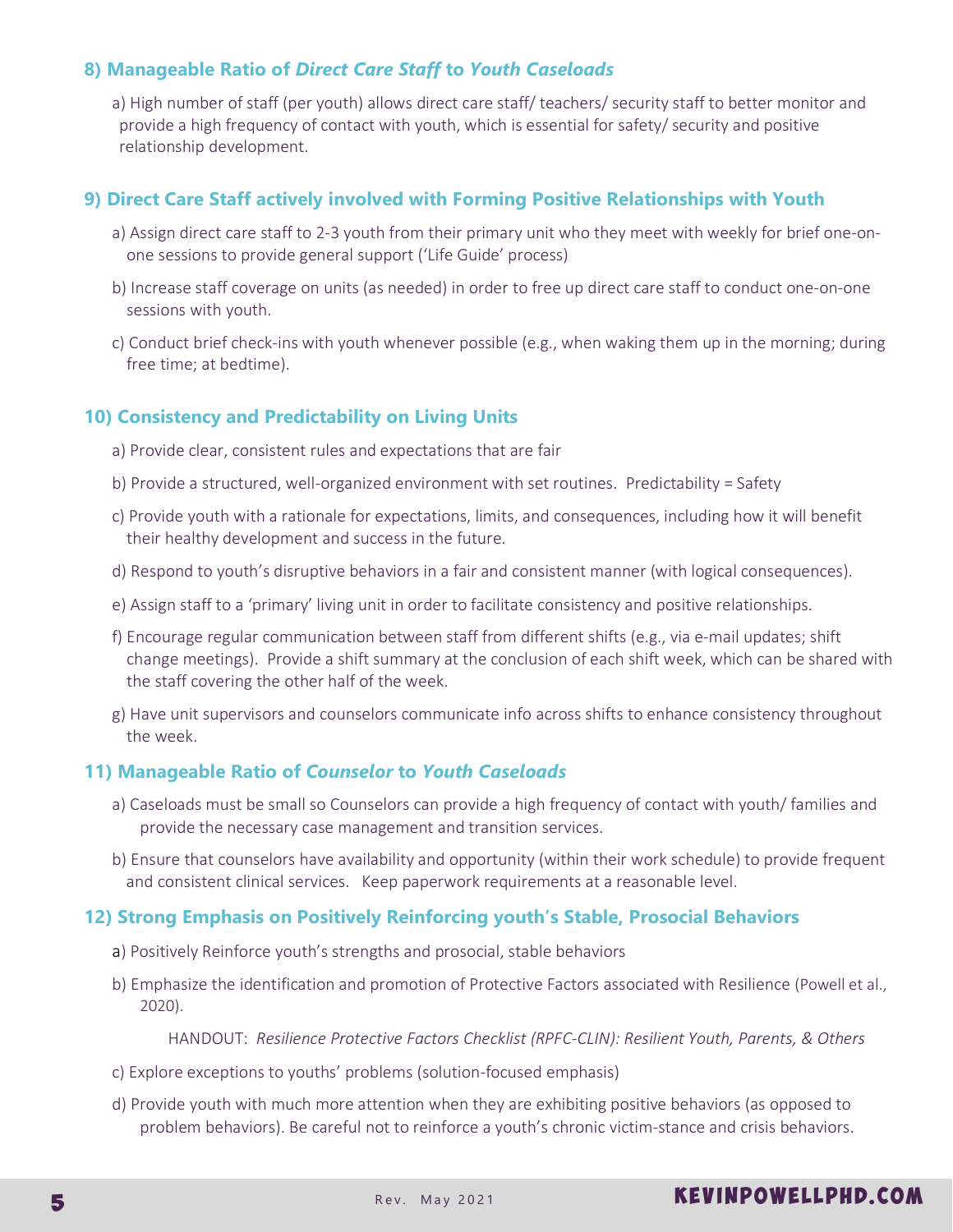### 8) Manageable Ratio of *Direct Care Staff* to *Youth Caseloads*

a) High number of staff (per youth) allows direct care staff/ teachers/ security staff to better monitor and provide a high frequency of contact with youth, which is essential for safety/ security and positive relationship development.

### 9) Direct Care Staff actively involved with Forming Positive Relationships with Youth

a) Assign direct care staff to 2-3 youth from their primary unit who they meet with weekly for brief one-on-one sessions to provide general support ('Life Guide' process)

b) Increase staff coverage on units (as needed) in order to free up direct care staff to conduct one-on-one sessions with youth.

c) Conduct brief check-ins with youth whenever possible (e.g., when waking them up in the morning; during free time; at bedtime).

### 10) Consistency and Predictability on Living Units

a) Provide clear, consistent rules and expectations that are fair

b) Provide a structured, well-organized environment with set routines. Predictability = Safety

c) Provide youth with a rationale for expectations, limits, and consequences, including how it will benefit their healthy development and success in the future.

d) Respond to youth's disruptive behaviors in a fair and consistent manner (with logical consequences).

e) Assign staff to a 'primary' living unit in order to facilitate consistency and positive relationships.

f) Encourage regular communication between staff from different shifts (e.g., via e-mail updates; shift change meetings). Provide a shift summary at the conclusion of each shift week, which can be shared with the staff covering the other half of the week.

g) Have unit supervisors and counselors communicate info across shifts to enhance consistency throughout the week.

### 11) Manageable Ratio of *Counselor* to *Youth Caseloads*

a) Caseloads must be small so Counselors can provide a high frequency of contact with youth/ families and provide the necessary case management and transition services.

b) Ensure that counselors have availability and opportunity (within their work schedule) to provide frequent and consistent clinical services. Keep paperwork requirements at a reasonable level.

### 12) Strong Emphasis on Positively Reinforcing youth's Stable, Prosocial Behaviors

a) Positively Reinforce youth's strengths and prosocial, stable behaviors

b) Emphasize the identification and promotion of Protective Factors associated with Resilience (Powell et al., 2020).

HANDOUT: *Resilience Protective Factors Checklist (RPFC-CLIN): Resilient Youth, Parents, & Others*

c) Explore exceptions to youths' problems (solution-focused emphasis)

d) Provide youth with much more attention when they are exhibiting positive behaviors (as opposed to problem behaviors). Be careful not to reinforce a youth's chronic victim-stance and crisis behaviors.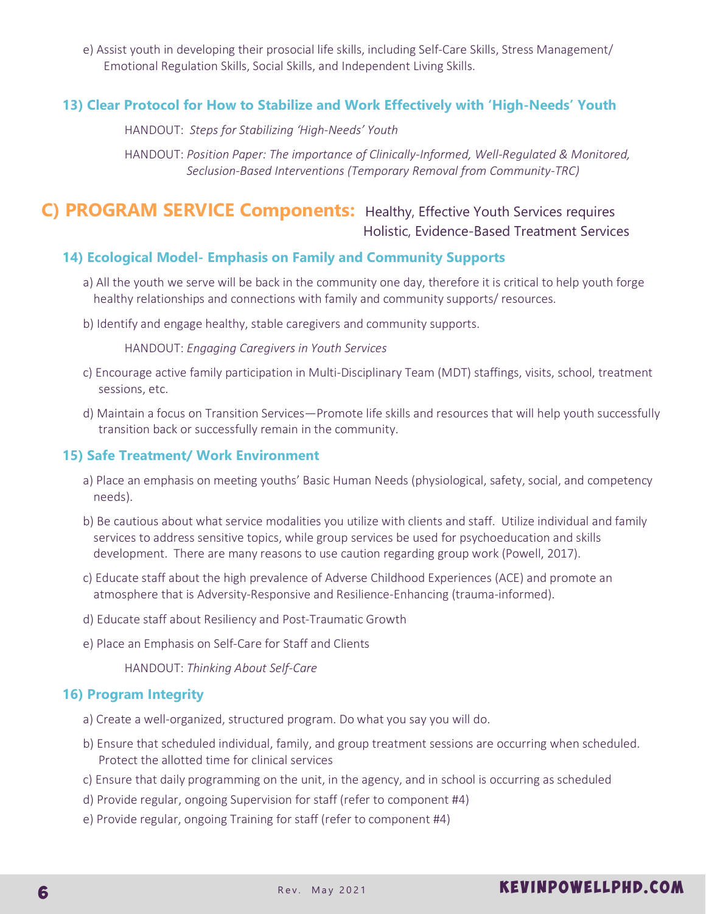e) Assist youth in developing their prosocial life skills, including Self-Care Skills, Stress Management/ Emotional Regulation Skills, Social Skills, and Independent Living Skills.

### 13) Clear Protocol for How to Stabilize and Work Effectively with 'High-Needs' Youth

HANDOUT: *Steps for Stabilizing 'High-Needs' Youth*

HANDOUT: *Position Paper: The importance of Clinically-Informed, Well-Regulated & Monitored, Seclusion-Based Interventions (Temporary Removal from Community-TRC)*

## C) PROGRAM SERVICE Components: Healthy, Effective Youth Services requires Holistic, Evidence-Based Treatment Services

### 14) Ecological Model- Emphasis on Family and Community Supports

a) All the youth we serve will be back in the community one day, therefore it is critical to help youth forge healthy relationships and connections with family and community supports/ resources.

b) Identify and engage healthy, stable caregivers and community supports.

HANDOUT: *Engaging Caregivers in Youth Services*

c) Encourage active family participation in Multi-Disciplinary Team (MDT) staffings, visits, school, treatment sessions, etc.

d) Maintain a focus on Transition Services—Promote life skills and resources that will help youth successfully transition back or successfully remain in the community.

### 15) Safe Treatment/ Work Environment

a) Place an emphasis on meeting youths' Basic Human Needs (physiological, safety, social, and competency needs).

b) Be cautious about what service modalities you utilize with clients and staff. Utilize individual and family services to address sensitive topics, while group services be used for psychoeducation and skills development. There are many reasons to use caution regarding group work (Powell, 2017).

c) Educate staff about the high prevalence of Adverse Childhood Experiences (ACE) and promote an atmosphere that is Adversity-Responsive and Resilience-Enhancing (trauma-informed).

d) Educate staff about Resiliency and Post-Traumatic Growth

e) Place an Emphasis on Self-Care for Staff and Clients

HANDOUT: *Thinking About Self-Care*

### 16) Program Integrity

a) Create a well-organized, structured program. Do what you say you will do.

b) Ensure that scheduled individual, family, and group treatment sessions are occurring when scheduled. Protect the allotted time for clinical services

c) Ensure that daily programming on the unit, in the agency, and in school is occurring as scheduled

d) Provide regular, ongoing Supervision for staff (refer to component #4)

e) Provide regular, ongoing Training for staff (refer to component #4)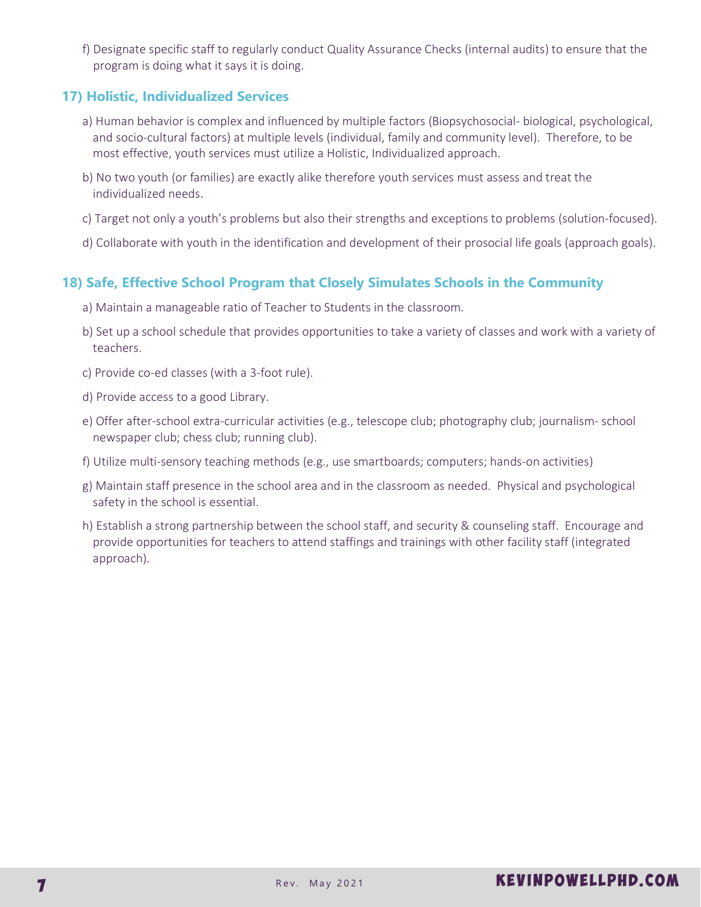f) Designate specific staff to regularly conduct Quality Assurance Checks (internal audits) to ensure that the program is doing what it says it is doing.

## 17) Holistic, Individualized Services

a) Human behavior is complex and influenced by multiple factors (Biopsychosocial- biological, psychological, and socio-cultural factors) at multiple levels (individual, family and community level). Therefore, to be most effective, youth services must utilize a Holistic, Individualized approach.

b) No two youth (or families) are exactly alike therefore youth services must assess and treat the individualized needs.

c) Target not only a youth's problems but also their strengths and exceptions to problems (solution-focused).

d) Collaborate with youth in the identification and development of their prosocial life goals (approach goals).

## 18) Safe, Effective School Program that Closely Simulates Schools in the Community

a) Maintain a manageable ratio of Teacher to Students in the classroom.

b) Set up a school schedule that provides opportunities to take a variety of classes and work with a variety of teachers.

c) Provide co-ed classes (with a 3-foot rule).

d) Provide access to a good Library.

e) Offer after-school extra-curricular activities (e.g., telescope club; photography club; journalism- school newspaper club; chess club; running club).

f) Utilize multi-sensory teaching methods (e.g., use smartboards; computers; hands-on activities)

g) Maintain staff presence in the school area and in the classroom as needed. Physical and psychological safety in the school is essential.

h) Establish a strong partnership between the school staff, and security & counseling staff. Encourage and provide opportunities for teachers to attend staffings and trainings with other facility staff (integrated approach).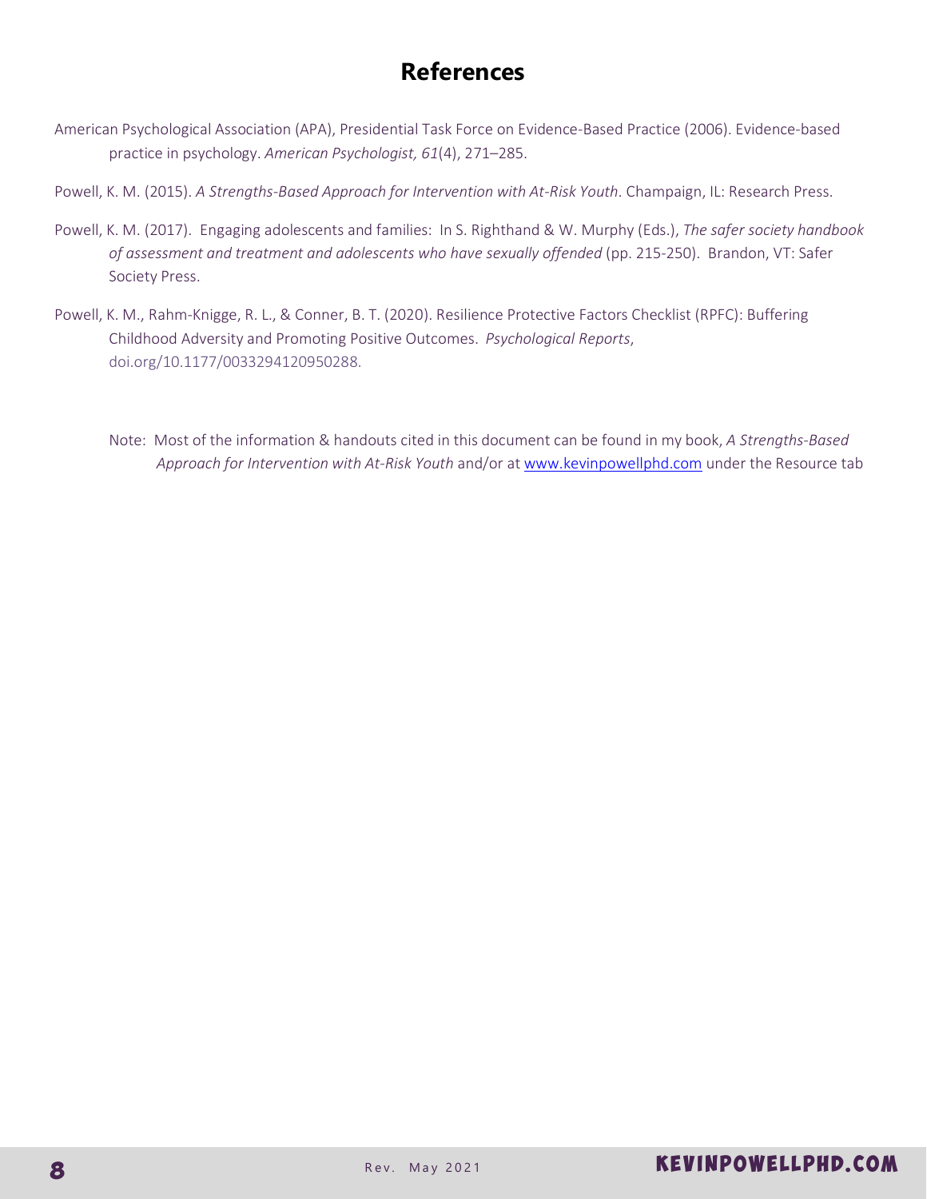# References

American Psychological Association (APA), Presidential Task Force on Evidence-Based Practice (2006). Evidence-based practice in psychology. *American Psychologist, 61*(4), 271–285.

Powell, K. M. (2015). *A Strengths-Based Approach for Intervention with At-Risk Youth*. Champaign, IL: Research Press.

Powell, K. M. (2017). Engaging adolescents and families: In S. Righthand & W. Murphy (Eds.), *The safer society handbook of assessment and treatment and adolescents who have sexually offended* (pp. 215-250). Brandon, VT: Safer Society Press.

Powell, K. M., Rahm-Knigge, R. L., & Conner, B. T. (2020). Resilience Protective Factors Checklist (RPFC): Buffering Childhood Adversity and Promoting Positive Outcomes. *Psychological Reports*, doi.org/10.1177/0033294120950288.

Note: Most of the information & handouts cited in this document can be found in my book, *A Strengths-Based Approach for Intervention with At-Risk Youth* and/or at [www.kevinpowellphd.com](http://www.kevinpowellphd.com) under the Resource tab